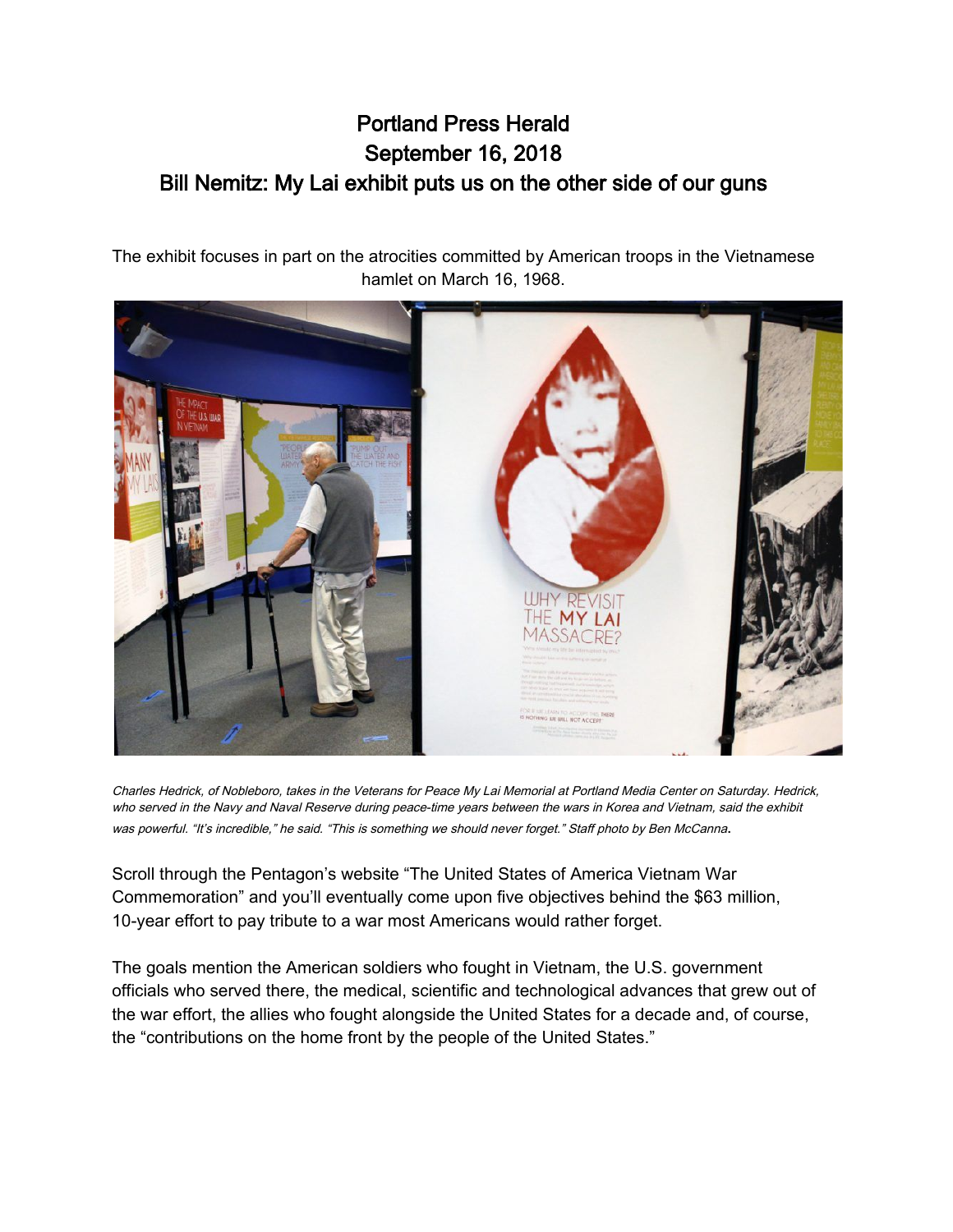# Portland Press Herald

## September 16, 2018

## Bill Nemitz: My Lai exhibit puts us on the other side of our guns

The exhibit focuses in part on the atrocities committed by American troops in the Vietnamese hamlet on March 16, 1968.

*Charles Hedrick, of Nobleboro, takes in the Veterans for Peace My Lai Memorial at Portland Media Center on Saturday. Hedrick, who served in the Navy and Naval Reserve during peace-time years between the wars in Korea and Vietnam, said the exhibit was powerful. "It's incredible," he said. "This is something we should never forget." Staff photo by Ben McCanna.*

Scroll through the Pentagon's website "The United States of America Vietnam War Commemoration" and you'll eventually come upon five objectives behind the $63 million, 10-year effort to pay tribute to a war most Americans would rather forget.

The goals mention the American soldiers who fought in Vietnam, the U.S. government officials who served there, the medical, scientific and technological advances that grew out of the war effort, the allies who fought alongside the United States for a decade and, of course, the "contributions on the home front by the people of the United States."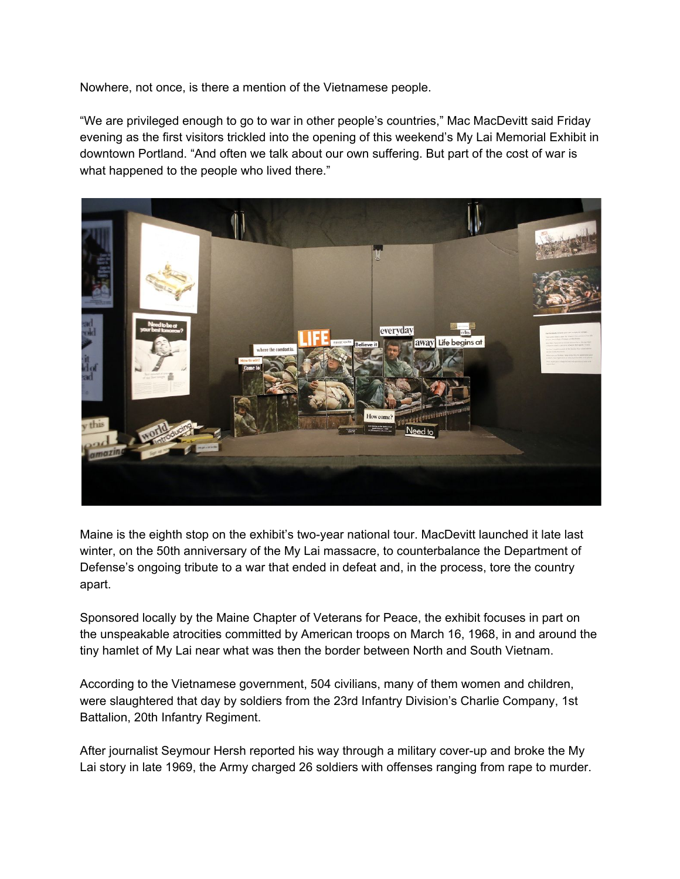Nowhere, not once, is there a mention of the Vietnamese people.

“We are privileged enough to go to war in other people’s countries,” Mac MacDevitt said Friday evening as the first visitors trickled into the opening of this weekend’s My Lai Memorial Exhibit in downtown Portland. “And often we talk about our own suffering. But part of the cost of war is what happened to the people who lived there.”

Maine is the eighth stop on the exhibit’s two-year national tour. MacDevitt launched it late last winter, on the 50th anniversary of the My Lai massacre, to counterbalance the Department of Defense’s ongoing tribute to a war that ended in defeat and, in the process, tore the country apart.

Sponsored locally by the Maine Chapter of Veterans for Peace, the exhibit focuses in part on the unspeakable atrocities committed by American troops on March 16, 1968, in and around the tiny hamlet of My Lai near what was then the border between North and South Vietnam.

According to the Vietnamese government, 504 civilians, many of them women and children, were slaughtered that day by soldiers from the 23rd Infantry Division’s Charlie Company, 1st Battalion, 20th Infantry Regiment.

After journalist Seymour Hersh reported his way through a military cover-up and broke the My Lai story in late 1969, the Army charged 26 soldiers with offenses ranging from rape to murder.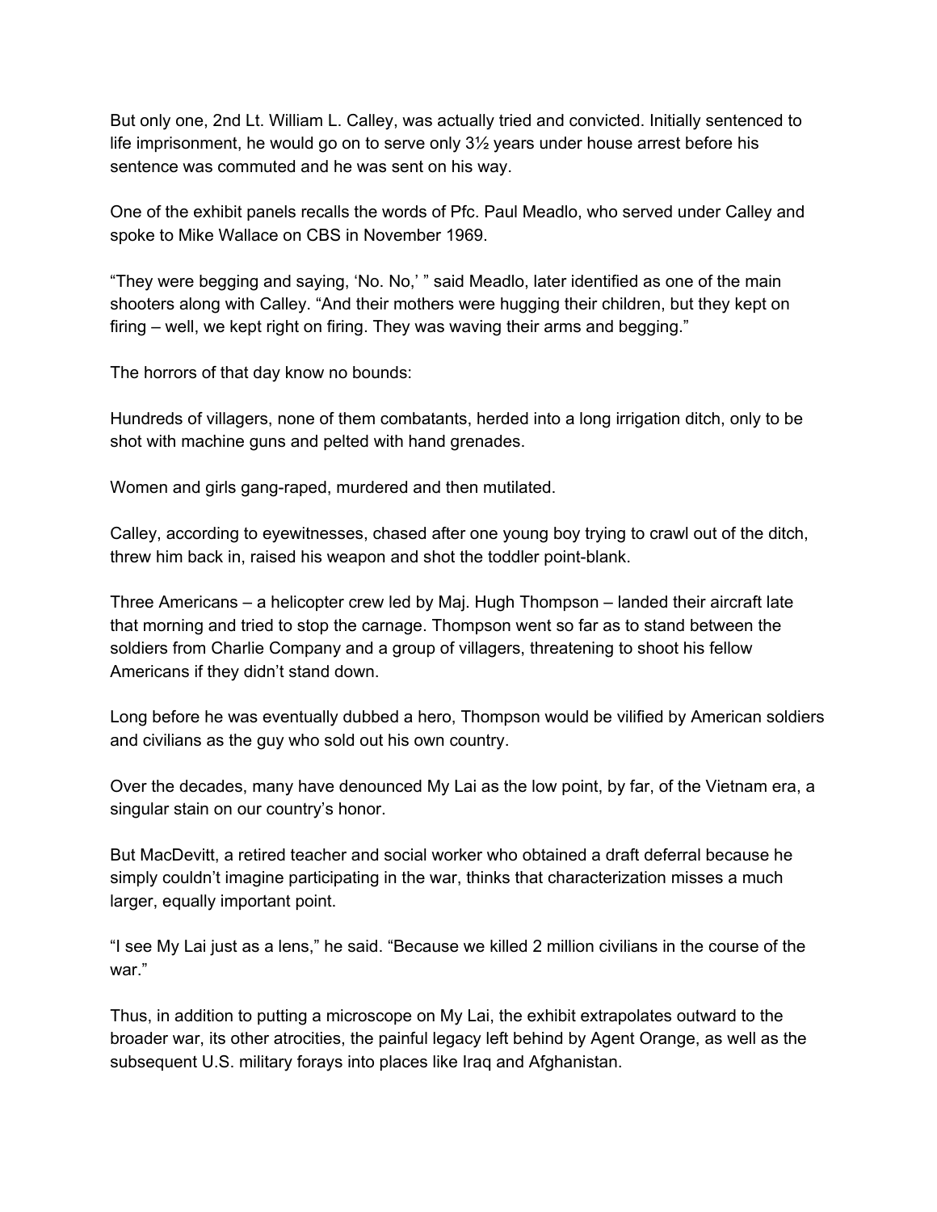But only one, 2nd Lt. William L. Calley, was actually tried and convicted. Initially sentenced to life imprisonment, he would go on to serve only 3½ years under house arrest before his sentence was commuted and he was sent on his way.

One of the exhibit panels recalls the words of Pfc. Paul Meadlo, who served under Calley and spoke to Mike Wallace on CBS in November 1969.

"They were begging and saying, 'No. No,' " said Meadlo, later identified as one of the main shooters along with Calley. "And their mothers were hugging their children, but they kept on firing – well, we kept right on firing. They was waving their arms and begging."

The horrors of that day know no bounds:

Hundreds of villagers, none of them combatants, herded into a long irrigation ditch, only to be shot with machine guns and pelted with hand grenades.

Women and girls gang-raped, murdered and then mutilated.

Calley, according to eyewitnesses, chased after one young boy trying to crawl out of the ditch, threw him back in, raised his weapon and shot the toddler point-blank.

Three Americans – a helicopter crew led by Maj. Hugh Thompson – landed their aircraft late that morning and tried to stop the carnage. Thompson went so far as to stand between the soldiers from Charlie Company and a group of villagers, threatening to shoot his fellow Americans if they didn't stand down.

Long before he was eventually dubbed a hero, Thompson would be vilified by American soldiers and civilians as the guy who sold out his own country.

Over the decades, many have denounced My Lai as the low point, by far, of the Vietnam era, a singular stain on our country's honor.

But MacDevitt, a retired teacher and social worker who obtained a draft deferral because he simply couldn't imagine participating in the war, thinks that characterization misses a much larger, equally important point.

"I see My Lai just as a lens," he said. "Because we killed 2 million civilians in the course of the war."

Thus, in addition to putting a microscope on My Lai, the exhibit extrapolates outward to the broader war, its other atrocities, the painful legacy left behind by Agent Orange, as well as the subsequent U.S. military forays into places like Iraq and Afghanistan.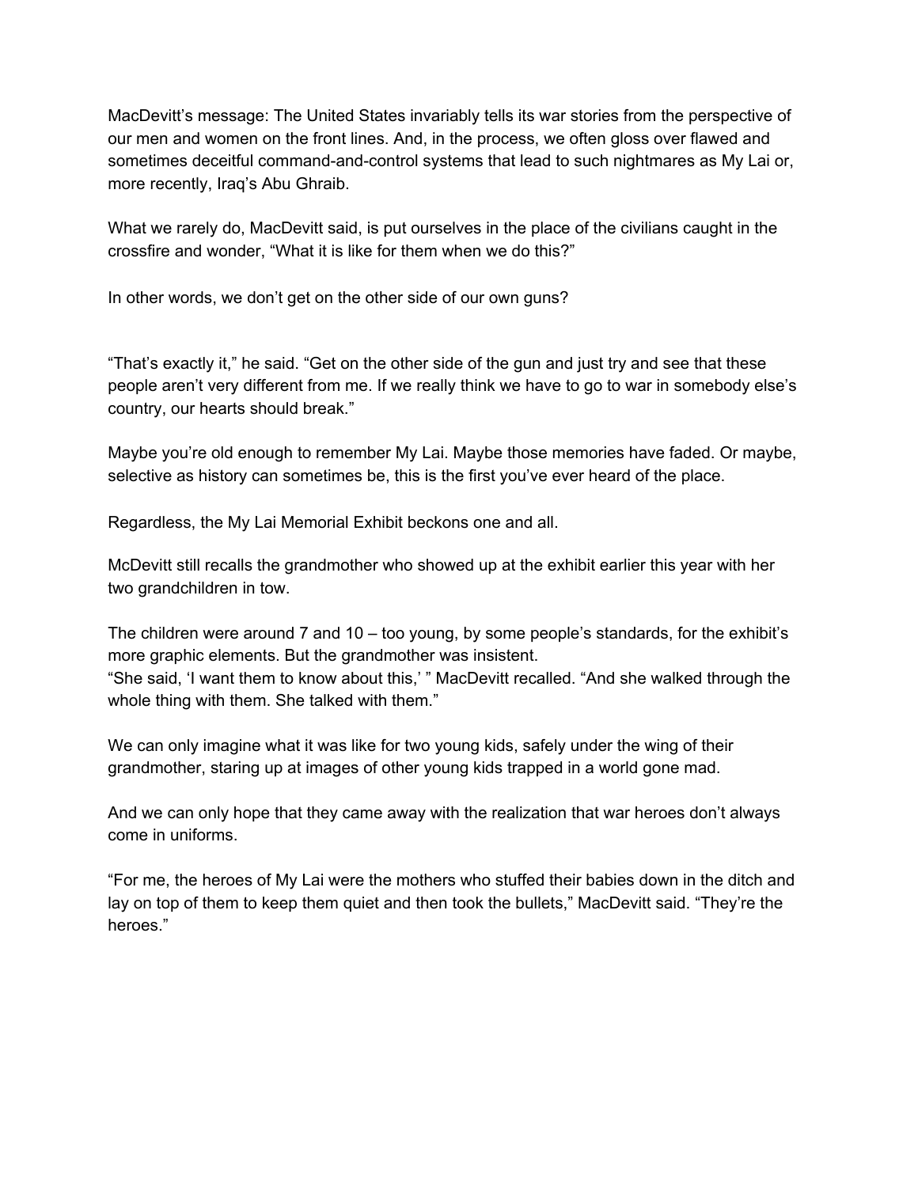MacDevitt's message: The United States invariably tells its war stories from the perspective of our men and women on the front lines. And, in the process, we often gloss over flawed and sometimes deceitful command-and-control systems that lead to such nightmares as My Lai or, more recently, Iraq's Abu Ghraib.

What we rarely do, MacDevitt said, is put ourselves in the place of the civilians caught in the crossfire and wonder, "What it is like for them when we do this?"

In other words, we don't get on the other side of our own guns?

"That's exactly it," he said. "Get on the other side of the gun and just try and see that these people aren't very different from me. If we really think we have to go to war in somebody else's country, our hearts should break."

Maybe you're old enough to remember My Lai. Maybe those memories have faded. Or maybe, selective as history can sometimes be, this is the first you've ever heard of the place.

Regardless, the My Lai Memorial Exhibit beckons one and all.

McDevitt still recalls the grandmother who showed up at the exhibit earlier this year with her two grandchildren in tow.

The children were around 7 and 10 – too young, by some people's standards, for the exhibit's more graphic elements. But the grandmother was insistent.
"She said, 'I want them to know about this,' " MacDevitt recalled. "And she walked through the whole thing with them. She talked with them."

We can only imagine what it was like for two young kids, safely under the wing of their grandmother, staring up at images of other young kids trapped in a world gone mad.

And we can only hope that they came away with the realization that war heroes don't always come in uniforms.

"For me, the heroes of My Lai were the mothers who stuffed their babies down in the ditch and lay on top of them to keep them quiet and then took the bullets," MacDevitt said. "They're the heroes."